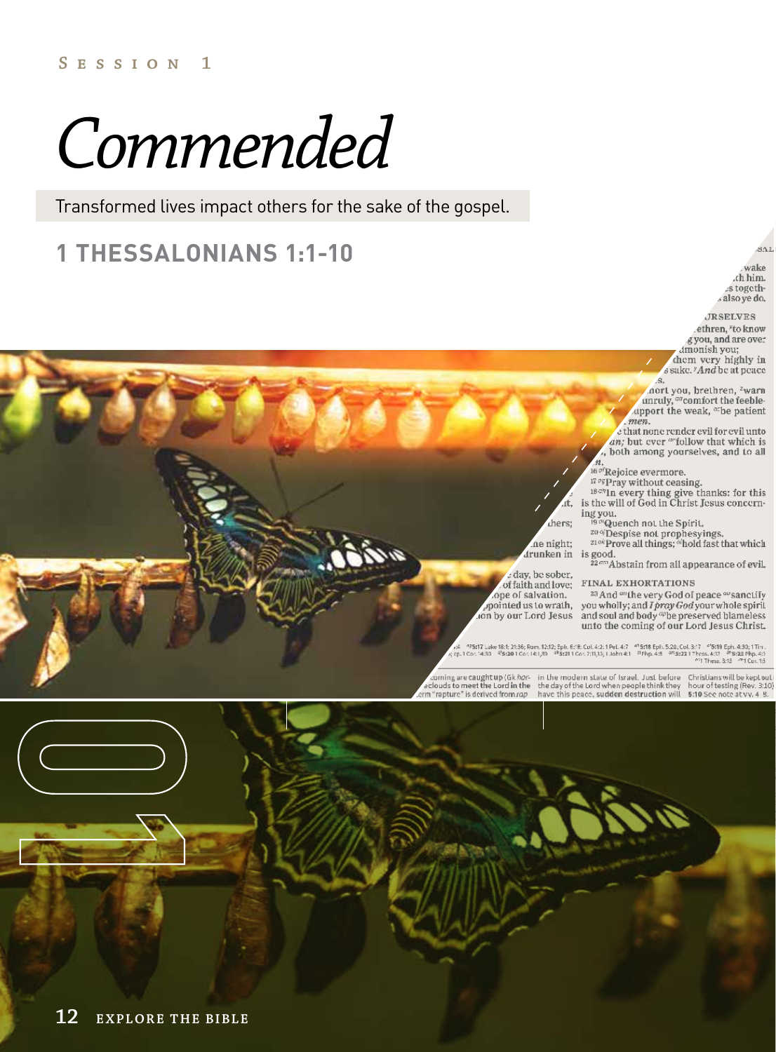Session 1

# Commended

Transformed lives impact others for the sake of the gospel.

## 1 THESSALONIANS 1:1-10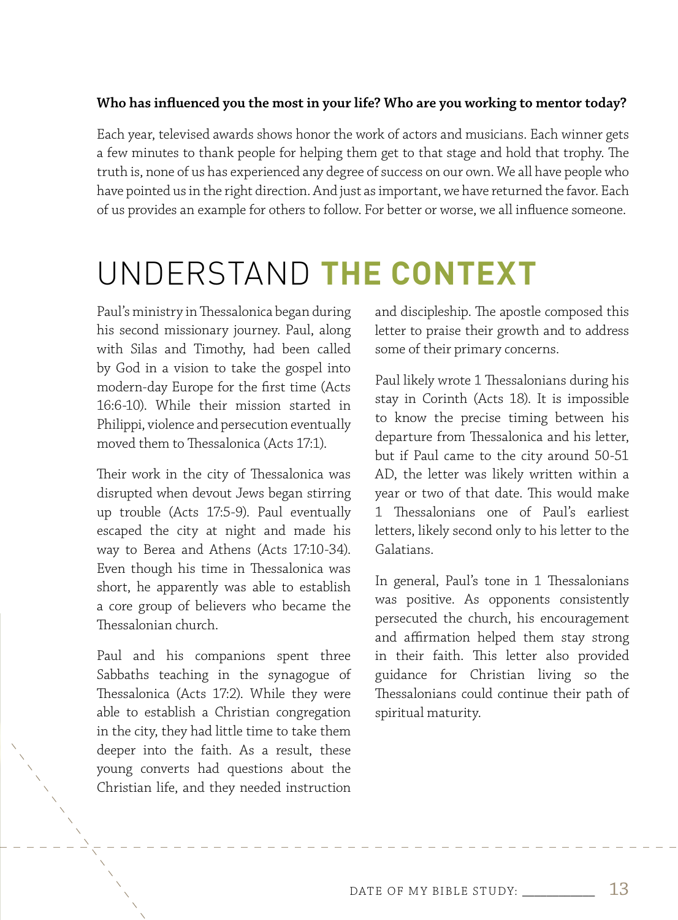**Who has influenced you the most in your life? Who are you working to mentor today?**

Each year, televised awards shows honor the work of actors and musicians. Each winner gets a few minutes to thank people for helping them get to that stage and hold that trophy. The truth is, none of us has experienced any degree of success on our own. We all have people who have pointed us in the right direction. And just as important, we have returned the favor. Each of us provides an example for others to follow. For better or worse, we all influence someone.

# UNDERSTAND **THE CONTEXT**

Paul's ministry in Thessalonica began during his second missionary journey. Paul, along with Silas and Timothy, had been called by God in a vision to take the gospel into modern-day Europe for the first time (Acts 16:6-10). While their mission started in Philippi, violence and persecution eventually moved them to Thessalonica (Acts 17:1).

Their work in the city of Thessalonica was disrupted when devout Jews began stirring up trouble (Acts 17:5-9). Paul eventually escaped the city at night and made his way to Berea and Athens (Acts 17:10-34). Even though his time in Thessalonica was short, he apparently was able to establish a core group of believers who became the Thessalonian church.

Paul and his companions spent three Sabbaths teaching in the synagogue of Thessalonica (Acts 17:2). While they were able to establish a Christian congregation in the city, they had little time to take them deeper into the faith. As a result, these young converts had questions about the Christian life, and they needed instruction and discipleship. The apostle composed this letter to praise their growth and to address some of their primary concerns.

Paul likely wrote 1 Thessalonians during his stay in Corinth (Acts 18). It is impossible to know the precise timing between his departure from Thessalonica and his letter, but if Paul came to the city around 50-51 AD, the letter was likely written within a year or two of that date. This would make 1 Thessalonians one of Paul's earliest letters, likely second only to his letter to the Galatians.

In general, Paul's tone in 1 Thessalonians was positive. As opponents consistently persecuted the church, his encouragement and affirmation helped them stay strong in their faith. This letter also provided guidance for Christian living so the Thessalonians could continue their path of spiritual maturity.

DATE OF MY BIBLE STUDY: ___________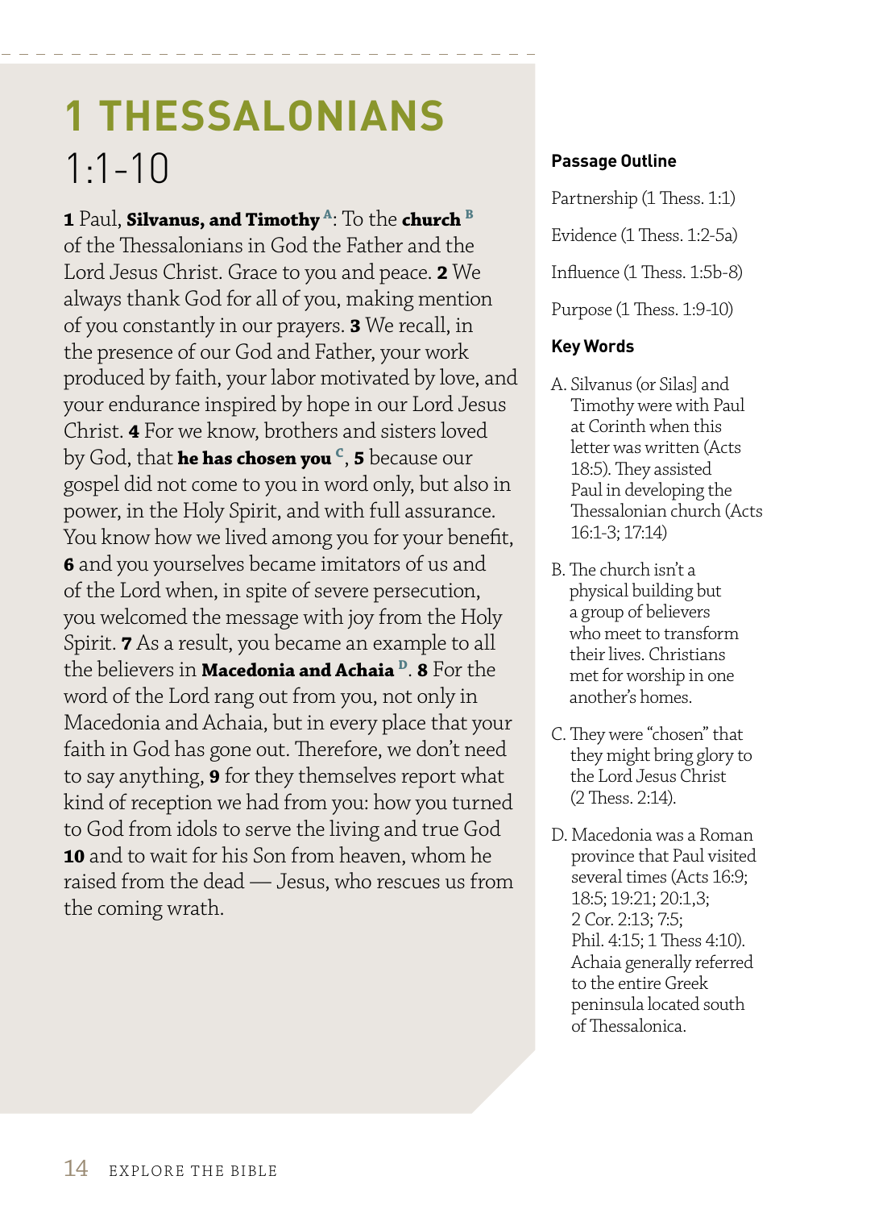# 1 THESSALONIANS 1:1-10

**1** Paul, **Silvanus, and Timothy** [A]: To the **church** [B] of the Thessalonians in God the Father and the Lord Jesus Christ. Grace to you and peace. **2** We always thank God for all of you, making mention of you constantly in our prayers. **3** We recall, in the presence of our God and Father, your work produced by faith, your labor motivated by love, and your endurance inspired by hope in our Lord Jesus Christ. **4** For we know, brothers and sisters loved by God, that **he has chosen you** [C], **5** because our gospel did not come to you in word only, but also in power, in the Holy Spirit, and with full assurance. You know how we lived among you for your benefit, **6** and you yourselves became imitators of us and of the Lord when, in spite of severe persecution, you welcomed the message with joy from the Holy Spirit. **7** As a result, you became an example to all the believers in **Macedonia and Achaia** [D]. **8** For the word of the Lord rang out from you, not only in Macedonia and Achaia, but in every place that your faith in God has gone out. Therefore, we don't need to say anything, **9** for they themselves report what kind of reception we had from you: how you turned to God from idols to serve the living and true God **10** and to wait for his Son from heaven, whom he raised from the dead — Jesus, who rescues us from the coming wrath.

**Passage Outline**

Partnership (1 Thess. 1:1)

Evidence (1 Thess. 1:2-5a)

Influence (1 Thess. 1:5b-8)

Purpose (1 Thess. 1:9-10)

**Key Words**

A. Silvanus (or Silas] and Timothy were with Paul at Corinth when this letter was written (Acts 18:5). They assisted Paul in developing the Thessalonian church (Acts 16:1-3; 17:14)

B. The church isn't a physical building but a group of believers who meet to transform their lives. Christians met for worship in one another's homes.

C. They were "chosen" that they might bring glory to the Lord Jesus Christ (2 Thess. 2:14).

D. Macedonia was a Roman province that Paul visited several times (Acts 16:9; 18:5; 19:21; 20:1,3; 2 Cor. 2:13; 7:5; Phil. 4:15; 1 Thess 4:10). Achaia generally referred to the entire Greek peninsula located south of Thessalonica.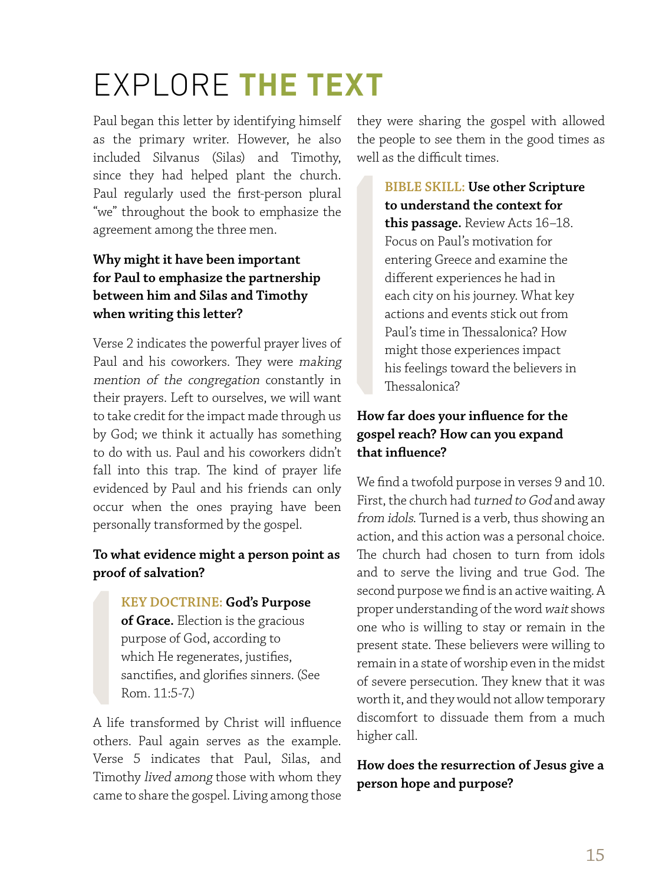# EXPLORE **THE TEXT**

Paul began this letter by identifying himself as the primary writer. However, he also included Silvanus (Silas) and Timothy, since they had helped plant the church. Paul regularly used the first-person plural "we" throughout the book to emphasize the agreement among the three men.

**Why might it have been important for Paul to emphasize the partnership between him and Silas and Timothy when writing this letter?**

Verse 2 indicates the powerful prayer lives of Paul and his coworkers. They were *making mention of the congregation* constantly in their prayers. Left to ourselves, we will want to take credit for the impact made through us by God; we think it actually has something to do with us. Paul and his coworkers didn't fall into this trap. The kind of prayer life evidenced by Paul and his friends can only occur when the ones praying have been personally transformed by the gospel.

**To what evidence might a person point as proof of salvation?**

> **KEY DOCTRINE: God's Purpose of Grace.** Election is the gracious purpose of God, according to which He regenerates, justifies, sanctifies, and glorifies sinners. (See Rom. 11:5-7.)

A life transformed by Christ will influence others. Paul again serves as the example. Verse 5 indicates that Paul, Silas, and Timothy *lived among* those with whom they came to share the gospel. Living among those they were sharing the gospel with allowed the people to see them in the good times as well as the difficult times.

> **BIBLE SKILL: Use other Scripture to understand the context for this passage.** Review Acts 16–18. Focus on Paul's motivation for entering Greece and examine the different experiences he had in each city on his journey. What key actions and events stick out from Paul's time in Thessalonica? How might those experiences impact his feelings toward the believers in Thessalonica?

**How far does your influence for the gospel reach? How can you expand that influence?**

We find a twofold purpose in verses 9 and 10. First, the church had *turned to God* and away *from idols*. Turned is a verb, thus showing an action, and this action was a personal choice. The church had chosen to turn from idols and to serve the living and true God. The second purpose we find is an active waiting. A proper understanding of the word *wait* shows one who is willing to stay or remain in the present state. These believers were willing to remain in a state of worship even in the midst of severe persecution. They knew that it was worth it, and they would not allow temporary discomfort to dissuade them from a much higher call.

**How does the resurrection of Jesus give a person hope and purpose?**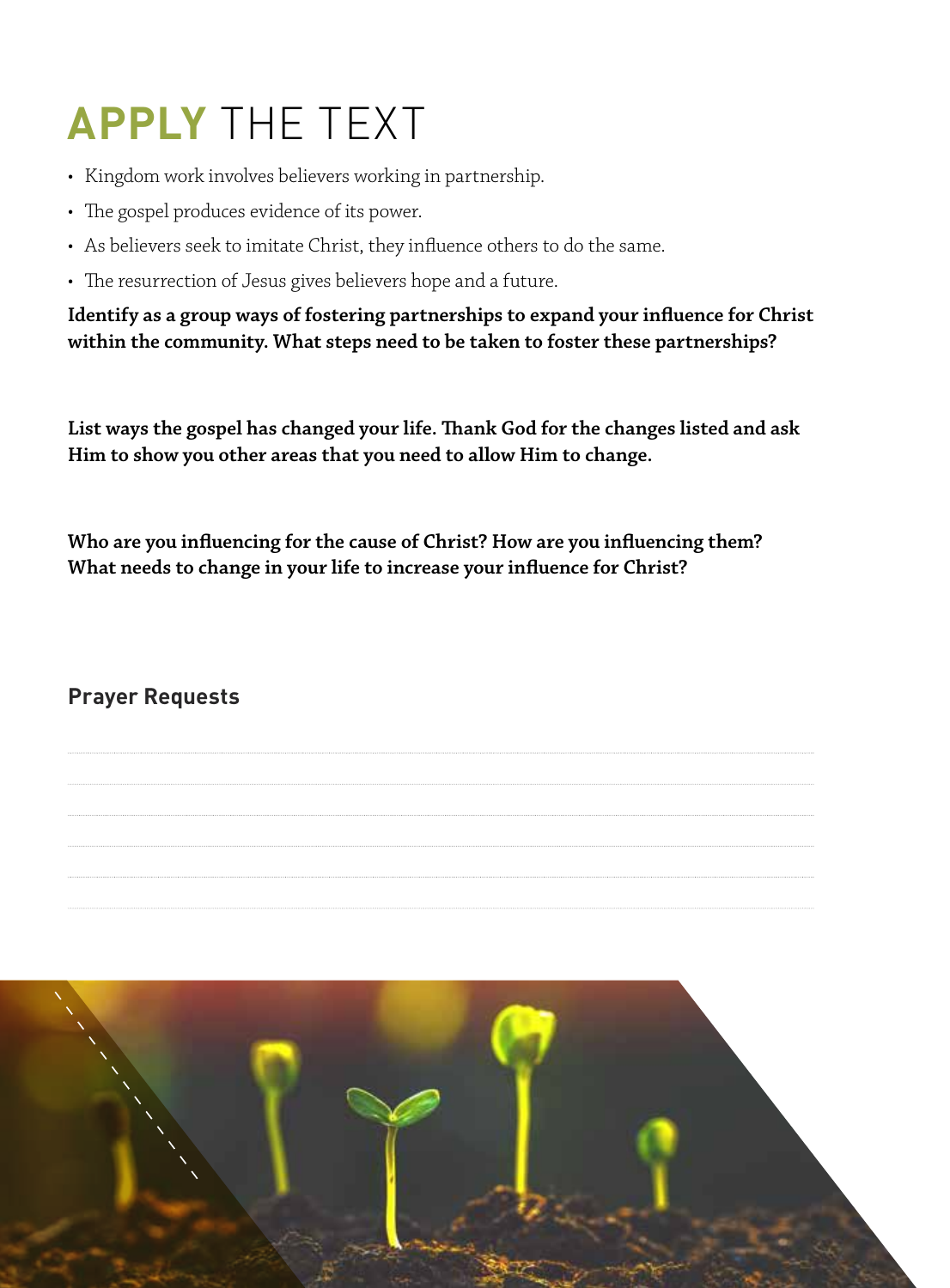# APPLY THE TEXT

- Kingdom work involves believers working in partnership.
- The gospel produces evidence of its power.
- As believers seek to imitate Christ, they influence others to do the same.
- The resurrection of Jesus gives believers hope and a future.

**Identify as a group ways of fostering partnerships to expand your influence for Christ within the community. What steps need to be taken to foster these partnerships?**

**List ways the gospel has changed your life. Thank God for the changes listed and ask Him to show you other areas that you need to allow Him to change.**

**Who are you influencing for the cause of Christ? How are you influencing them? What needs to change in your life to increase your influence for Christ?**

## Prayer Requests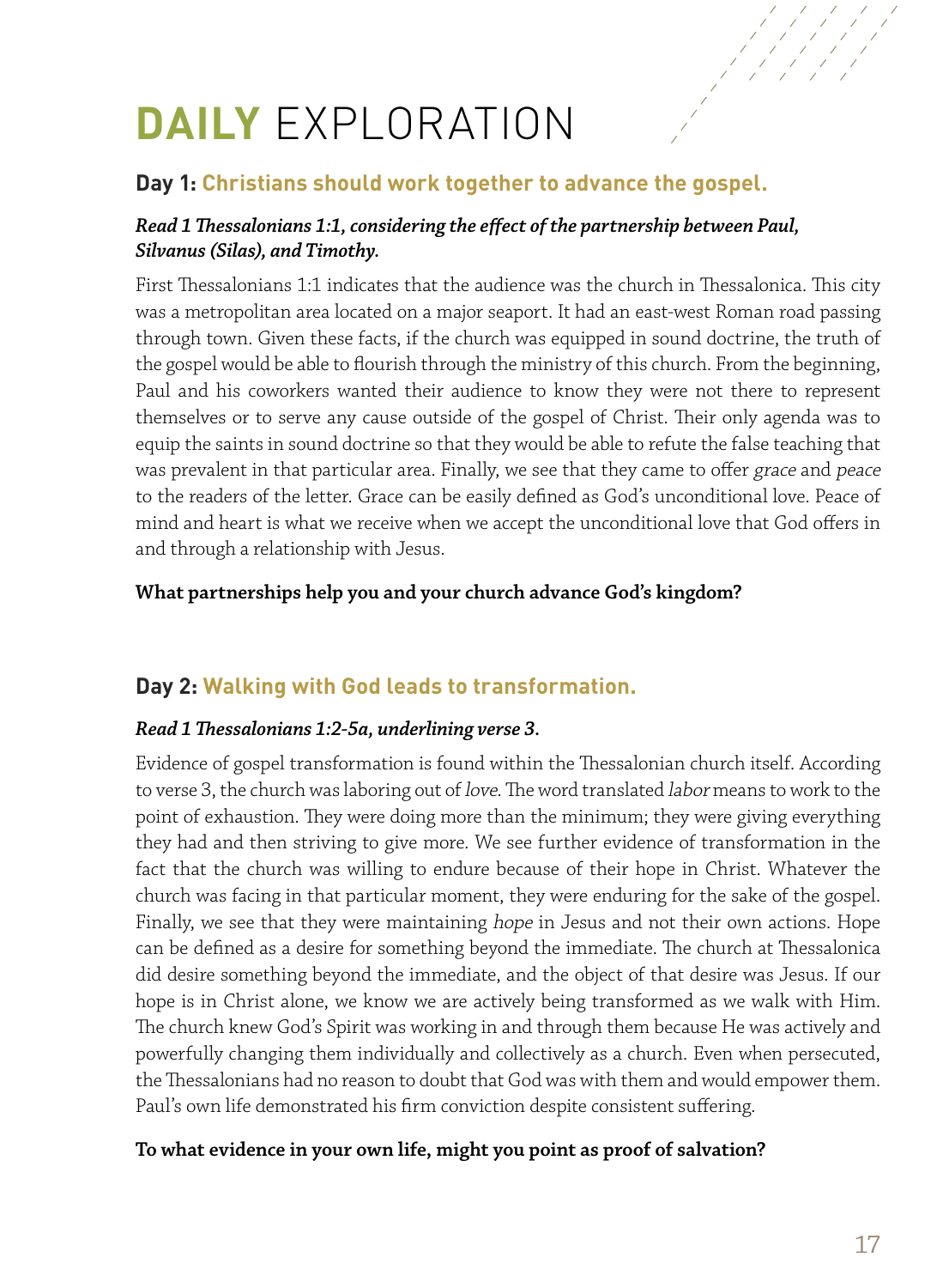# DAILY EXPLORATION

## Day 1: Christians should work together to advance the gospel.

***Read 1 Thessalonians 1:1, considering the effect of the partnership between Paul, Silvanus (Silas), and Timothy.***

First Thessalonians 1:1 indicates that the audience was the church in Thessalonica. This city was a metropolitan area located on a major seaport. It had an east-west Roman road passing through town. Given these facts, if the church was equipped in sound doctrine, the truth of the gospel would be able to flourish through the ministry of this church. From the beginning, Paul and his coworkers wanted their audience to know they were not there to represent themselves or to serve any cause outside of the gospel of Christ. Their only agenda was to equip the saints in sound doctrine so that they would be able to refute the false teaching that was prevalent in that particular area. Finally, we see that they came to offer *grace* and *peace* to the readers of the letter. Grace can be easily defined as God's unconditional love. Peace of mind and heart is what we receive when we accept the unconditional love that God offers in and through a relationship with Jesus.

**What partnerships help you and your church advance God's kingdom?**

## Day 2: Walking with God leads to transformation.

***Read 1 Thessalonians 1:2-5a, underlining verse 3.***

Evidence of gospel transformation is found within the Thessalonian church itself. According to verse 3, the church was laboring out of *love*. The word translated *labor* means to work to the point of exhaustion. They were doing more than the minimum; they were giving everything they had and then striving to give more. We see further evidence of transformation in the fact that the church was willing to endure because of their hope in Christ. Whatever the church was facing in that particular moment, they were enduring for the sake of the gospel. Finally, we see that they were maintaining *hope* in Jesus and not their own actions. Hope can be defined as a desire for something beyond the immediate. The church at Thessalonica did desire something beyond the immediate, and the object of that desire was Jesus. If our hope is in Christ alone, we know we are actively being transformed as we walk with Him. The church knew God's Spirit was working in and through them because He was actively and powerfully changing them individually and collectively as a church. Even when persecuted, the Thessalonians had no reason to doubt that God was with them and would empower them. Paul's own life demonstrated his firm conviction despite consistent suffering.

**To what evidence in your own life, might you point as proof of salvation?**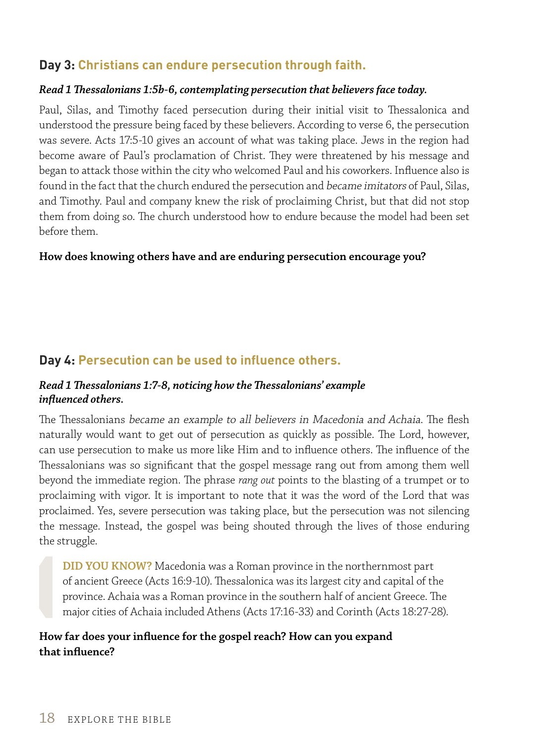## Day 3: Christians can endure persecution through faith.

***Read 1 Thessalonians 1:5b-6, contemplating persecution that believers face today.***

Paul, Silas, and Timothy faced persecution during their initial visit to Thessalonica and understood the pressure being faced by these believers. According to verse 6, the persecution was severe. Acts 17:5-10 gives an account of what was taking place. Jews in the region had become aware of Paul's proclamation of Christ. They were threatened by his message and began to attack those within the city who welcomed Paul and his coworkers. Influence also is found in the fact that the church endured the persecution and *became imitators* of Paul, Silas, and Timothy. Paul and company knew the risk of proclaiming Christ, but that did not stop them from doing so. The church understood how to endure because the model had been set before them.

**How does knowing others have and are enduring persecution encourage you?**

## Day 4: Persecution can be used to influence others.

***Read 1 Thessalonians 1:7-8, noticing how the Thessalonians' example influenced others.***

The Thessalonians *became an example to all believers in Macedonia and Achaia*. The flesh naturally would want to get out of persecution as quickly as possible. The Lord, however, can use persecution to make us more like Him and to influence others. The influence of the Thessalonians was so significant that the gospel message rang out from among them well beyond the immediate region. The phrase *rang out* points to the blasting of a trumpet or to proclaiming with vigor. It is important to note that it was the word of the Lord that was proclaimed. Yes, severe persecution was taking place, but the persecution was not silencing the message. Instead, the gospel was being shouted through the lives of those enduring the struggle.

> **DID YOU KNOW?** Macedonia was a Roman province in the northernmost part of ancient Greece (Acts 16:9-10). Thessalonica was its largest city and capital of the province. Achaia was a Roman province in the southern half of ancient Greece. The major cities of Achaia included Athens (Acts 17:16-33) and Corinth (Acts 18:27-28).

**How far does your influence for the gospel reach? How can you expand that influence?**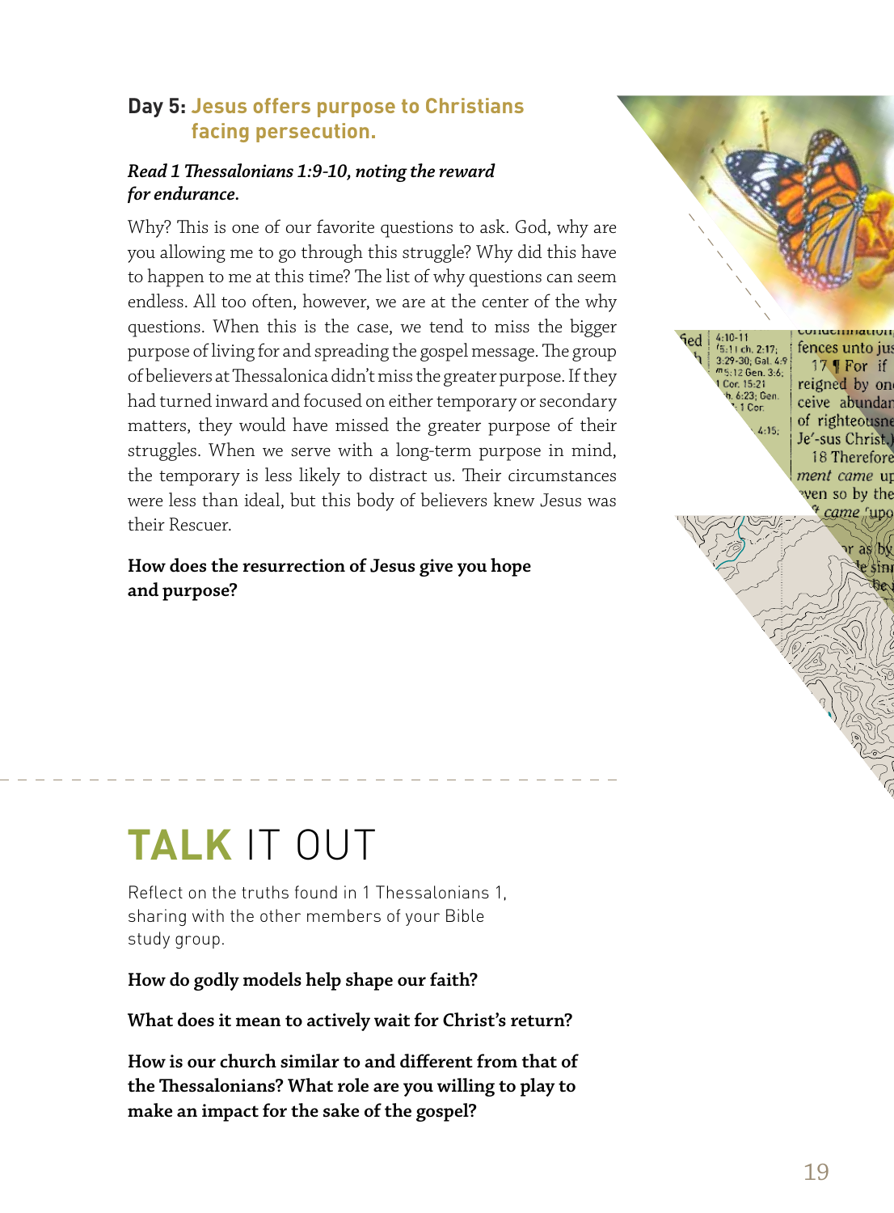## Day 5: Jesus offers purpose to Christians facing persecution.

***Read 1 Thessalonians 1:9-10, noting the reward for endurance.***

Why? This is one of our favorite questions to ask. God, why are you allowing me to go through this struggle? Why did this have to happen to me at this time? The list of why questions can seem endless. All too often, however, we are at the center of the why questions. When this is the case, we tend to miss the bigger purpose of living for and spreading the gospel message. The group of believers at Thessalonica didn't miss the greater purpose. If they had turned inward and focused on either temporary or secondary matters, they would have missed the greater purpose of their struggles. When we serve with a long-term purpose in mind, the temporary is less likely to distract us. Their circumstances were less than ideal, but this body of believers knew Jesus was their Rescuer.

**How does the resurrection of Jesus give you hope and purpose?**

---

# TALK IT OUT

Reflect on the truths found in 1 Thessalonians 1, sharing with the other members of your Bible study group.

**How do godly models help shape our faith?**

**What does it mean to actively wait for Christ's return?**

**How is our church similar to and different from that of the Thessalonians? What role are you willing to play to make an impact for the sake of the gospel?**